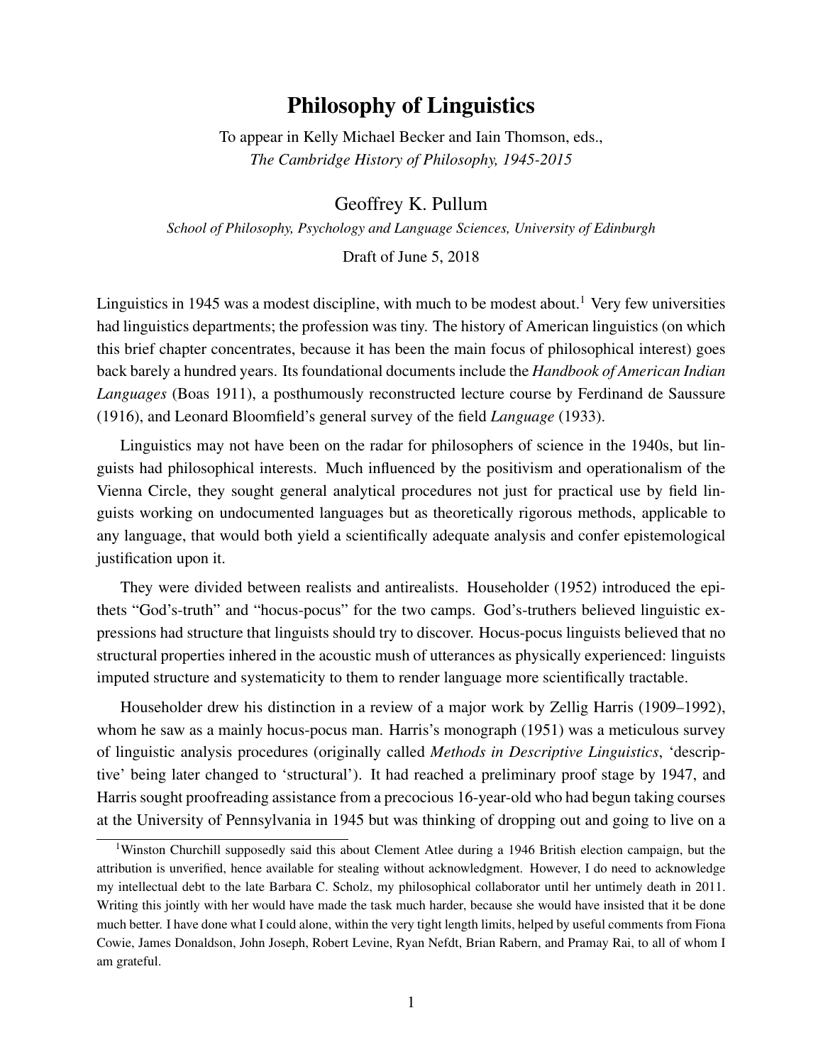# Philosophy of Linguistics

To appear in Kelly Michael Becker and Iain Thomson, eds., *The Cambridge History of Philosophy, 1945-2015*

Geoffrey K. Pullum

*School of Philosophy, Psychology and Language Sciences, University of Edinburgh*

Draft of June 5, 2018

Linguistics in 1945 was a modest discipline, with much to be modest about.[1] Very few universities had linguistics departments; the profession was tiny. The history of American linguistics (on which this brief chapter concentrates, because it has been the main focus of philosophical interest) goes back barely a hundred years. Its foundational documents include the *Handbook of American Indian Languages* (Boas 1911), a posthumously reconstructed lecture course by Ferdinand de Saussure (1916), and Leonard Bloomfield's general survey of the field *Language* (1933).

Linguistics may not have been on the radar for philosophers of science in the 1940s, but linguists had philosophical interests. Much influenced by the positivism and operationalism of the Vienna Circle, they sought general analytical procedures not just for practical use by field linguists working on undocumented languages but as theoretically rigorous methods, applicable to any language, that would both yield a scientifically adequate analysis and confer epistemological justification upon it.

They were divided between realists and antirealists. Householder (1952) introduced the epithets "God's-truth" and "hocus-pocus" for the two camps. God's-truthers believed linguistic expressions had structure that linguists should try to discover. Hocus-pocus linguists believed that no structural properties inhered in the acoustic mush of utterances as physically experienced: linguists imputed structure and systematicity to them to render language more scientifically tractable.

Householder drew his distinction in a review of a major work by Zellig Harris (1909–1992), whom he saw as a mainly hocus-pocus man. Harris's monograph (1951) was a meticulous survey of linguistic analysis procedures (originally called *Methods in Descriptive Linguistics*, 'descriptive' being later changed to 'structural'). It had reached a preliminary proof stage by 1947, and Harris sought proofreading assistance from a precocious 16-year-old who had begun taking courses at the University of Pennsylvania in 1945 but was thinking of dropping out and going to live on a

---

[1] Winston Churchill supposedly said this about Clement Atlee during a 1946 British election campaign, but the attribution is unverified, hence available for stealing without acknowledgment. However, I do need to acknowledge my intellectual debt to the late Barbara C. Scholz, my philosophical collaborator until her untimely death in 2011. Writing this jointly with her would have made the task much harder, because she would have insisted that it be done much better. I have done what I could alone, within the very tight length limits, helped by useful comments from Fiona Cowie, James Donaldson, John Joseph, Robert Levine, Ryan Nefdt, Brian Rabern, and Pramay Rai, to all of whom I am grateful.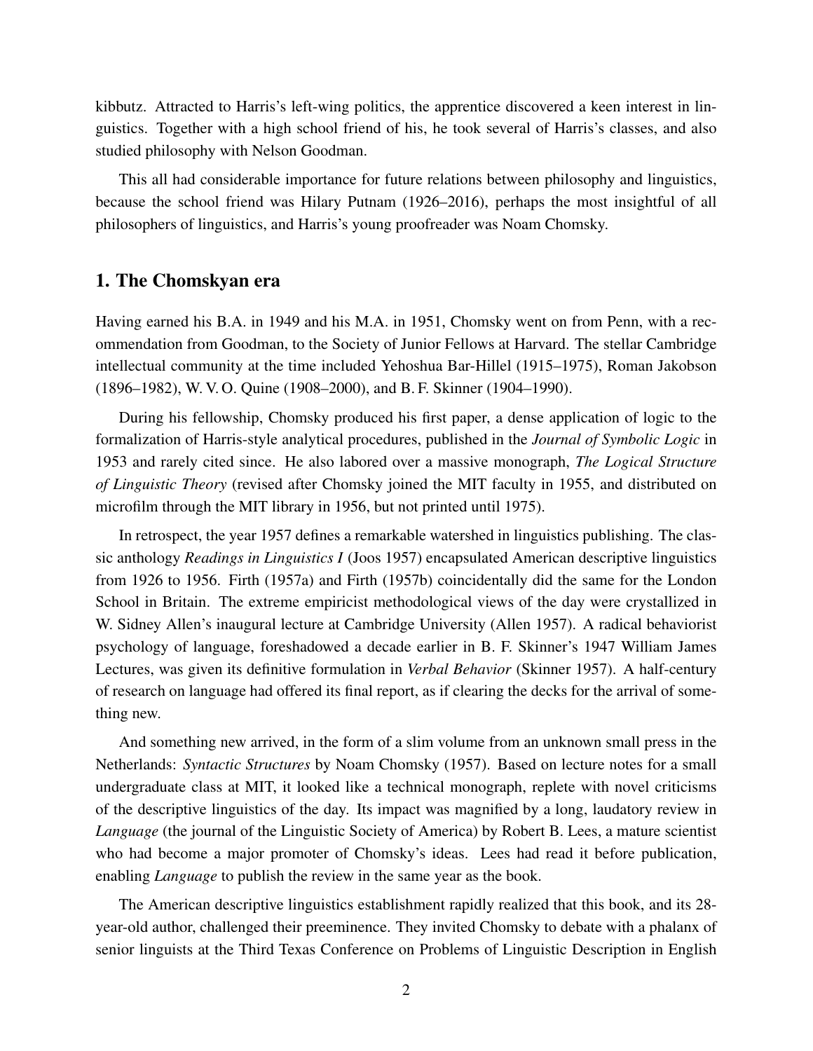kibbutz. Attracted to Harris's left-wing politics, the apprentice discovered a keen interest in linguistics. Together with a high school friend of his, he took several of Harris's classes, and also studied philosophy with Nelson Goodman.

This all had considerable importance for future relations between philosophy and linguistics, because the school friend was Hilary Putnam (1926–2016), perhaps the most insightful of all philosophers of linguistics, and Harris's young proofreader was Noam Chomsky.

## 1. The Chomskyan era

Having earned his B.A. in 1949 and his M.A. in 1951, Chomsky went on from Penn, with a recommendation from Goodman, to the Society of Junior Fellows at Harvard. The stellar Cambridge intellectual community at the time included Yehoshua Bar-Hillel (1915–1975), Roman Jakobson (1896–1982), W. V. O. Quine (1908–2000), and B. F. Skinner (1904–1990).

During his fellowship, Chomsky produced his first paper, a dense application of logic to the formalization of Harris-style analytical procedures, published in the *Journal of Symbolic Logic* in 1953 and rarely cited since. He also labored over a massive monograph, *The Logical Structure of Linguistic Theory* (revised after Chomsky joined the MIT faculty in 1955, and distributed on microfilm through the MIT library in 1956, but not printed until 1975).

In retrospect, the year 1957 defines a remarkable watershed in linguistics publishing. The classic anthology *Readings in Linguistics I* (Joos 1957) encapsulated American descriptive linguistics from 1926 to 1956. Firth (1957a) and Firth (1957b) coincidentally did the same for the London School in Britain. The extreme empiricist methodological views of the day were crystallized in W. Sidney Allen's inaugural lecture at Cambridge University (Allen 1957). A radical behaviorist psychology of language, foreshadowed a decade earlier in B. F. Skinner's 1947 William James Lectures, was given its definitive formulation in *Verbal Behavior* (Skinner 1957). A half-century of research on language had offered its final report, as if clearing the decks for the arrival of something new.

And something new arrived, in the form of a slim volume from an unknown small press in the Netherlands: *Syntactic Structures* by Noam Chomsky (1957). Based on lecture notes for a small undergraduate class at MIT, it looked like a technical monograph, replete with novel criticisms of the descriptive linguistics of the day. Its impact was magnified by a long, laudatory review in *Language* (the journal of the Linguistic Society of America) by Robert B. Lees, a mature scientist who had become a major promoter of Chomsky's ideas. Lees had read it before publication, enabling *Language* to publish the review in the same year as the book.

The American descriptive linguistics establishment rapidly realized that this book, and its 28-year-old author, challenged their preeminence. They invited Chomsky to debate with a phalanx of senior linguists at the Third Texas Conference on Problems of Linguistic Description in English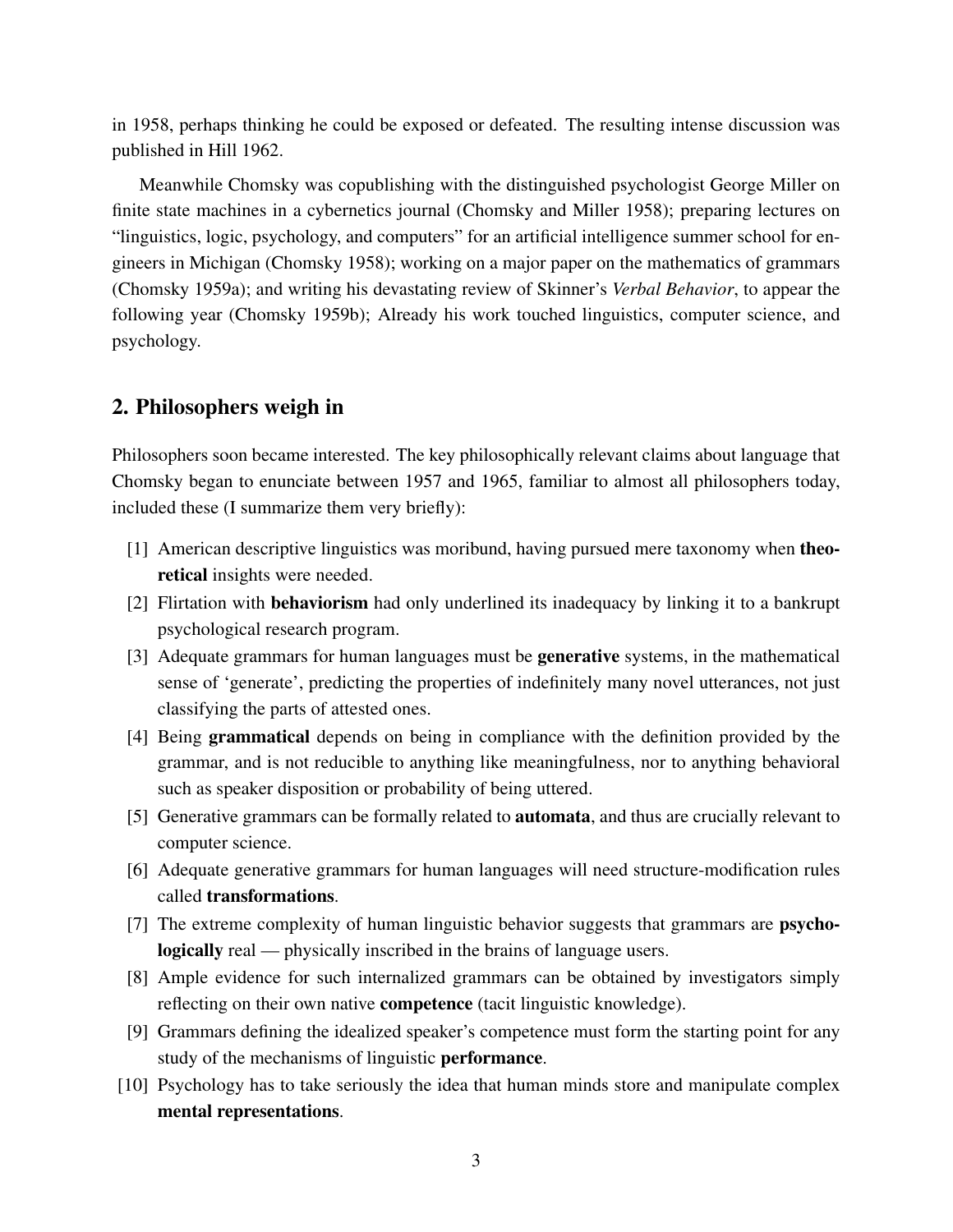in 1958, perhaps thinking he could be exposed or defeated. The resulting intense discussion was published in Hill 1962.

Meanwhile Chomsky was copublishing with the distinguished psychologist George Miller on finite state machines in a cybernetics journal (Chomsky and Miller 1958); preparing lectures on "linguistics, logic, psychology, and computers" for an artificial intelligence summer school for engineers in Michigan (Chomsky 1958); working on a major paper on the mathematics of grammars (Chomsky 1959a); and writing his devastating review of Skinner's *Verbal Behavior*, to appear the following year (Chomsky 1959b); Already his work touched linguistics, computer science, and psychology.

## 2. Philosophers weigh in

Philosophers soon became interested. The key philosophically relevant claims about language that Chomsky began to enunciate between 1957 and 1965, familiar to almost all philosophers today, included these (I summarize them very briefly):

[1] American descriptive linguistics was moribund, having pursued mere taxonomy when **theoretical** insights were needed.

[2] Flirtation with **behaviorism** had only underlined its inadequacy by linking it to a bankrupt psychological research program.

[3] Adequate grammars for human languages must be **generative** systems, in the mathematical sense of 'generate', predicting the properties of indefinitely many novel utterances, not just classifying the parts of attested ones.

[4] Being **grammatical** depends on being in compliance with the definition provided by the grammar, and is not reducible to anything like meaningfulness, nor to anything behavioral such as speaker disposition or probability of being uttered.

[5] Generative grammars can be formally related to **automata**, and thus are crucially relevant to computer science.

[6] Adequate generative grammars for human languages will need structure-modification rules called **transformations**.

[7] The extreme complexity of human linguistic behavior suggests that grammars are **psychologically** real — physically inscribed in the brains of language users.

[8] Ample evidence for such internalized grammars can be obtained by investigators simply reflecting on their own native **competence** (tacit linguistic knowledge).

[9] Grammars defining the idealized speaker's competence must form the starting point for any study of the mechanisms of linguistic **performance**.

[10] Psychology has to take seriously the idea that human minds store and manipulate complex **mental representations**.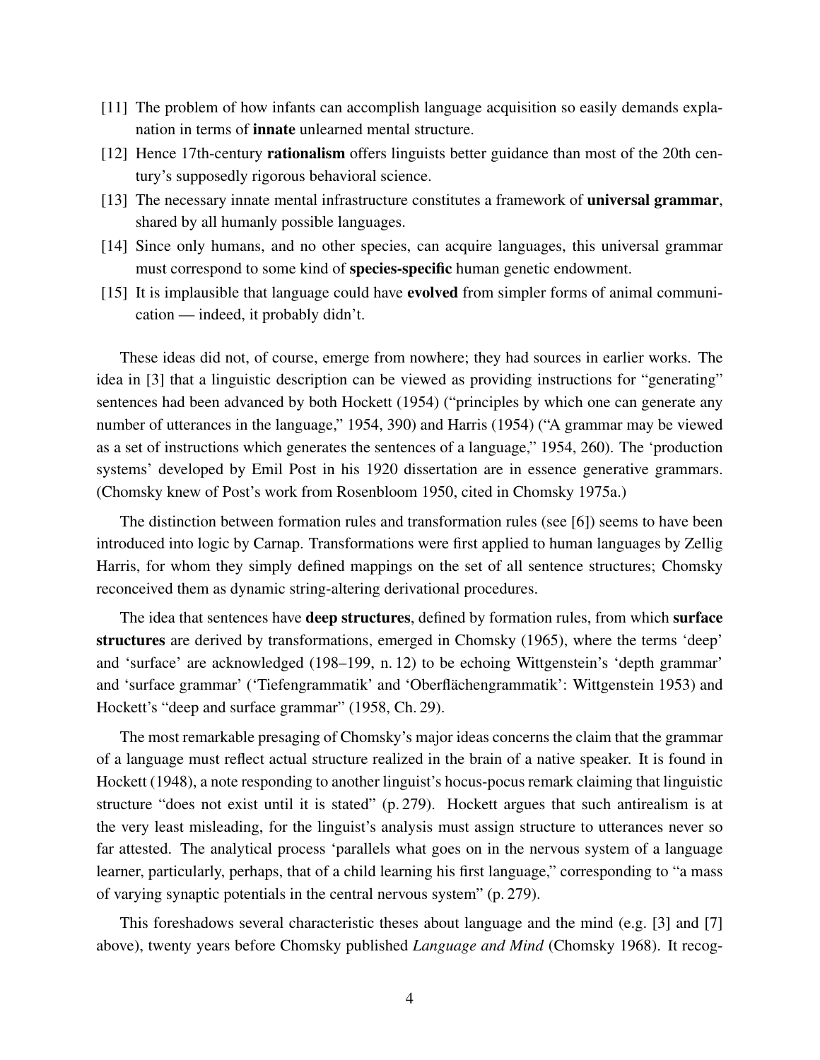[11] The problem of how infants can accomplish language acquisition so easily demands explanation in terms of **innate** unlearned mental structure.

[12] Hence 17th-century **rationalism** offers linguists better guidance than most of the 20th century's supposedly rigorous behavioral science.

[13] The necessary innate mental infrastructure constitutes a framework of **universal grammar**, shared by all humanly possible languages.

[14] Since only humans, and no other species, can acquire languages, this universal grammar must correspond to some kind of **species-specific** human genetic endowment.

[15] It is implausible that language could have **evolved** from simpler forms of animal communication — indeed, it probably didn't.

These ideas did not, of course, emerge from nowhere; they had sources in earlier works. The idea in [3] that a linguistic description can be viewed as providing instructions for "generating" sentences had been advanced by both Hockett (1954) ("principles by which one can generate any number of utterances in the language," 1954, 390) and Harris (1954) ("A grammar may be viewed as a set of instructions which generates the sentences of a language," 1954, 260). The 'production systems' developed by Emil Post in his 1920 dissertation are in essence generative grammars. (Chomsky knew of Post's work from Rosenbloom 1950, cited in Chomsky 1975a.)

The distinction between formation rules and transformation rules (see [6]) seems to have been introduced into logic by Carnap. Transformations were first applied to human languages by Zellig Harris, for whom they simply defined mappings on the set of all sentence structures; Chomsky reconceived them as dynamic string-altering derivational procedures.

The idea that sentences have **deep structures**, defined by formation rules, from which **surface structures** are derived by transformations, emerged in Chomsky (1965), where the terms 'deep' and 'surface' are acknowledged (198–199, n. 12) to be echoing Wittgenstein's 'depth grammar' and 'surface grammar' ('Tiefengrammatik' and 'Oberflächengrammatik': Wittgenstein 1953) and Hockett's "deep and surface grammar" (1958, Ch. 29).

The most remarkable presaging of Chomsky's major ideas concerns the claim that the grammar of a language must reflect actual structure realized in the brain of a native speaker. It is found in Hockett (1948), a note responding to another linguist's hocus-pocus remark claiming that linguistic structure "does not exist until it is stated" (p. 279). Hockett argues that such antirealism is at the very least misleading, for the linguist's analysis must assign structure to utterances never so far attested. The analytical process 'parallels what goes on in the nervous system of a language learner, particularly, perhaps, that of a child learning his first language," corresponding to "a mass of varying synaptic potentials in the central nervous system" (p. 279).

This foreshadows several characteristic theses about language and the mind (e.g. [3] and [7] above), twenty years before Chomsky published *Language and Mind* (Chomsky 1968). It recog-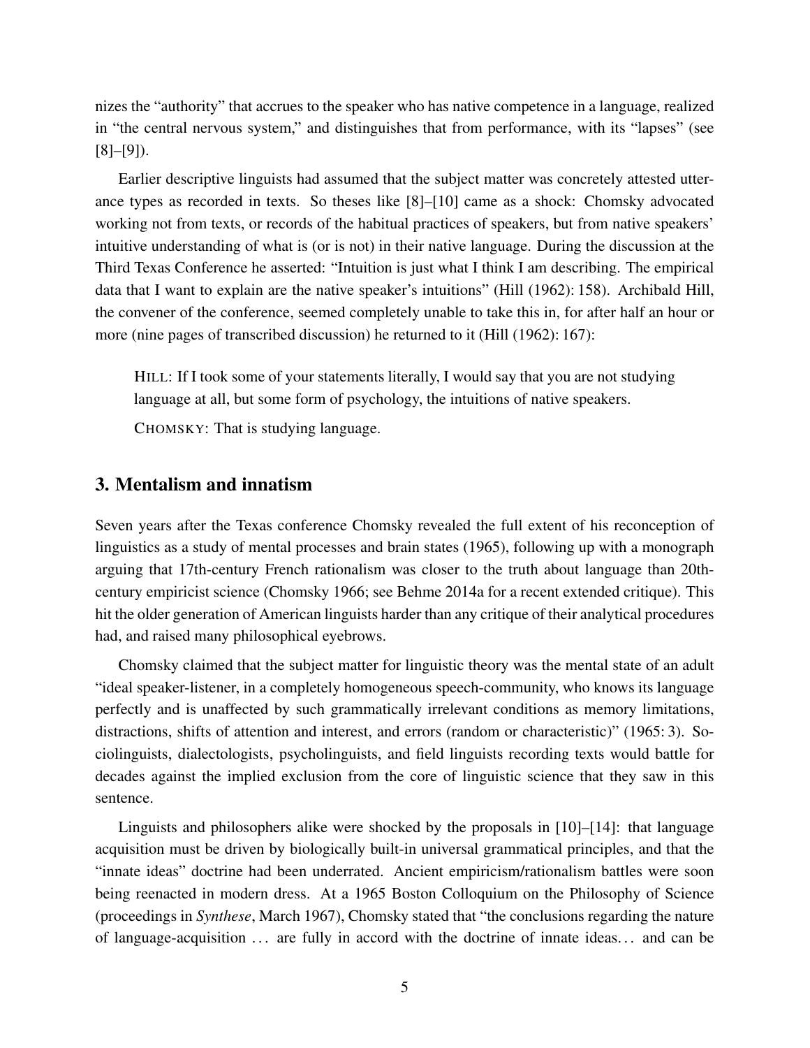nizes the "authority" that accrues to the speaker who has native competence in a language, realized in "the central nervous system," and distinguishes that from performance, with its "lapses" (see [8]–[9]).

Earlier descriptive linguists had assumed that the subject matter was concretely attested utterance types as recorded in texts. So theses like [8]–[10] came as a shock: Chomsky advocated working not from texts, or records of the habitual practices of speakers, but from native speakers' intuitive understanding of what is (or is not) in their native language. During the discussion at the Third Texas Conference he asserted: "Intuition is just what I think I am describing. The empirical data that I want to explain are the native speaker's intuitions" (Hill (1962): 158). Archibald Hill, the convener of the conference, seemed completely unable to take this in, for after half an hour or more (nine pages of transcribed discussion) he returned to it (Hill (1962): 167):

> HILL: If I took some of your statements literally, I would say that you are not studying language at all, but some form of psychology, the intuitions of native speakers.
>
> CHOMSKY: That is studying language.

## 3. Mentalism and innatism

Seven years after the Texas conference Chomsky revealed the full extent of his reconception of linguistics as a study of mental processes and brain states (1965), following up with a monograph arguing that 17th-century French rationalism was closer to the truth about language than 20th-century empiricist science (Chomsky 1966; see Behme 2014a for a recent extended critique). This hit the older generation of American linguists harder than any critique of their analytical procedures had, and raised many philosophical eyebrows.

Chomsky claimed that the subject matter for linguistic theory was the mental state of an adult "ideal speaker-listener, in a completely homogeneous speech-community, who knows its language perfectly and is unaffected by such grammatically irrelevant conditions as memory limitations, distractions, shifts of attention and interest, and errors (random or characteristic)" (1965: 3). Sociolinguists, dialectologists, psycholinguists, and field linguists recording texts would battle for decades against the implied exclusion from the core of linguistic science that they saw in this sentence.

Linguists and philosophers alike were shocked by the proposals in [10]–[14]: that language acquisition must be driven by biologically built-in universal grammatical principles, and that the "innate ideas" doctrine had been underrated. Ancient empiricism/rationalism battles were soon being reenacted in modern dress. At a 1965 Boston Colloquium on the Philosophy of Science (proceedings in *Synthese*, March 1967), Chomsky stated that "the conclusions regarding the nature of language-acquisition ... are fully in accord with the doctrine of innate ideas... and can be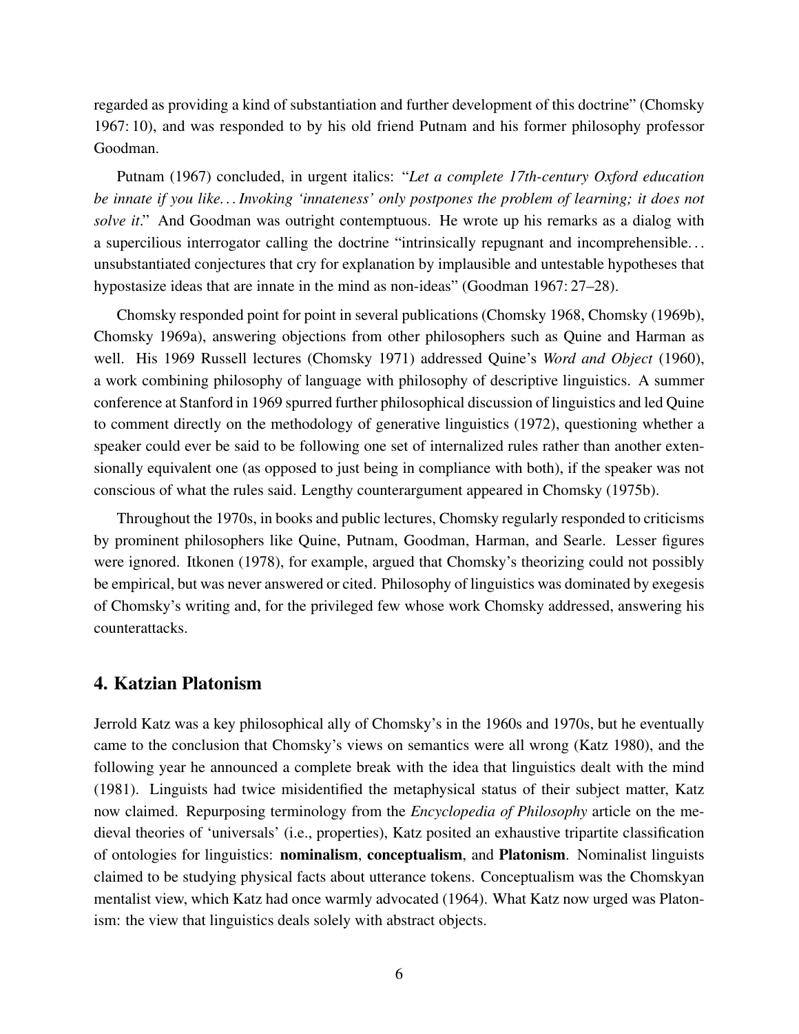regarded as providing a kind of substantiation and further development of this doctrine" (Chomsky 1967: 10), and was responded to by his old friend Putnam and his former philosophy professor Goodman.

Putnam (1967) concluded, in urgent italics: "*Let a complete 17th-century Oxford education be innate if you like... Invoking 'innateness' only postpones the problem of learning; it does not solve it*." And Goodman was outright contemptuous. He wrote up his remarks as a dialog with a supercilious interrogator calling the doctrine "intrinsically repugnant and incomprehensible... unsubstantiated conjectures that cry for explanation by implausible and untestable hypotheses that hypostasize ideas that are innate in the mind as non-ideas" (Goodman 1967: 27–28).

Chomsky responded point for point in several publications (Chomsky 1968, Chomsky (1969b), Chomsky 1969a), answering objections from other philosophers such as Quine and Harman as well. His 1969 Russell lectures (Chomsky 1971) addressed Quine's *Word and Object* (1960), a work combining philosophy of language with philosophy of descriptive linguistics. A summer conference at Stanford in 1969 spurred further philosophical discussion of linguistics and led Quine to comment directly on the methodology of generative linguistics (1972), questioning whether a speaker could ever be said to be following one set of internalized rules rather than another extensionally equivalent one (as opposed to just being in compliance with both), if the speaker was not conscious of what the rules said. Lengthy counterargument appeared in Chomsky (1975b).

Throughout the 1970s, in books and public lectures, Chomsky regularly responded to criticisms by prominent philosophers like Quine, Putnam, Goodman, Harman, and Searle. Lesser figures were ignored. Itkonen (1978), for example, argued that Chomsky's theorizing could not possibly be empirical, but was never answered or cited. Philosophy of linguistics was dominated by exegesis of Chomsky's writing and, for the privileged few whose work Chomsky addressed, answering his counterattacks.

## 4. Katzian Platonism

Jerrold Katz was a key philosophical ally of Chomsky's in the 1960s and 1970s, but he eventually came to the conclusion that Chomsky's views on semantics were all wrong (Katz 1980), and the following year he announced a complete break with the idea that linguistics dealt with the mind (1981). Linguists had twice misidentified the metaphysical status of their subject matter, Katz now claimed. Repurposing terminology from the *Encyclopedia of Philosophy* article on the medieval theories of 'universals' (i.e., properties), Katz posited an exhaustive tripartite classification of ontologies for linguistics: **nominalism**, **conceptualism**, and **Platonism**. Nominalist linguists claimed to be studying physical facts about utterance tokens. Conceptualism was the Chomskyan mentalist view, which Katz had once warmly advocated (1964). What Katz now urged was Platonism: the view that linguistics deals solely with abstract objects.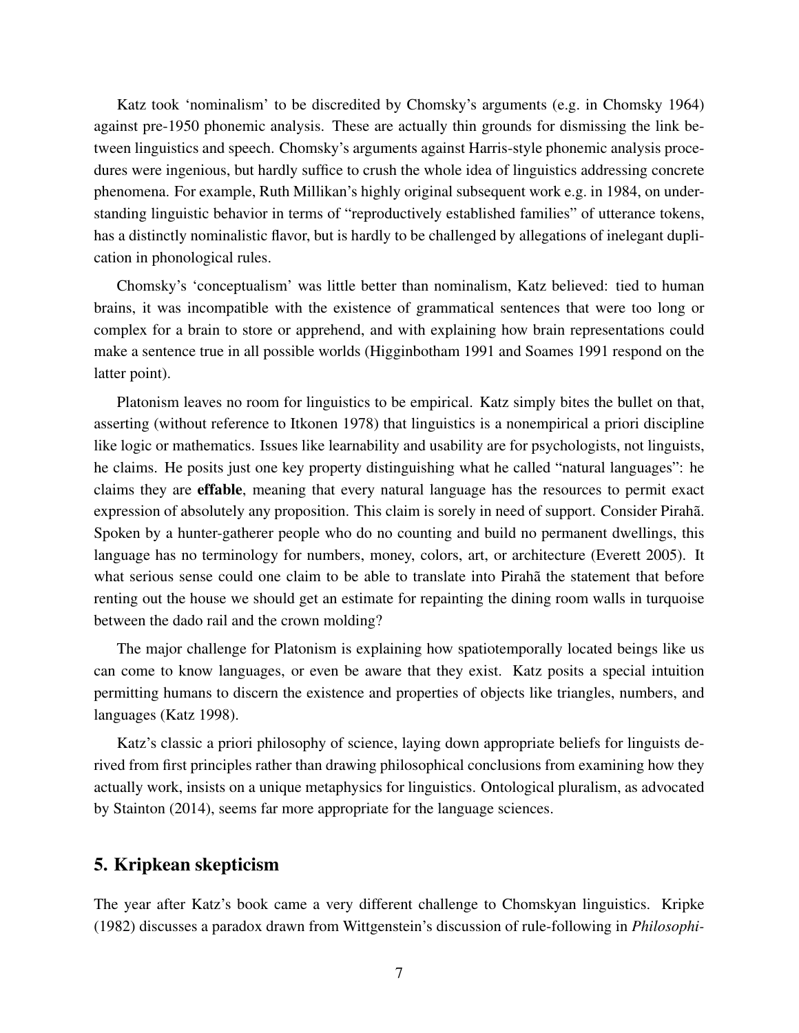Katz took 'nominalism' to be discredited by Chomsky's arguments (e.g. in Chomsky 1964) against pre-1950 phonemic analysis. These are actually thin grounds for dismissing the link between linguistics and speech. Chomsky's arguments against Harris-style phonemic analysis procedures were ingenious, but hardly suffice to crush the whole idea of linguistics addressing concrete phenomena. For example, Ruth Millikan's highly original subsequent work e.g. in 1984, on understanding linguistic behavior in terms of "reproductively established families" of utterance tokens, has a distinctly nominalistic flavor, but is hardly to be challenged by allegations of inelegant duplication in phonological rules.

Chomsky's 'conceptualism' was little better than nominalism, Katz believed: tied to human brains, it was incompatible with the existence of grammatical sentences that were too long or complex for a brain to store or apprehend, and with explaining how brain representations could make a sentence true in all possible worlds (Higginbotham 1991 and Soames 1991 respond on the latter point).

Platonism leaves no room for linguistics to be empirical. Katz simply bites the bullet on that, asserting (without reference to Itkonen 1978) that linguistics is a nonempirical a priori discipline like logic or mathematics. Issues like learnability and usability are for psychologists, not linguists, he claims. He posits just one key property distinguishing what he called "natural languages": he claims they are **effable**, meaning that every natural language has the resources to permit exact expression of absolutely any proposition. This claim is sorely in need of support. Consider Pirahã. Spoken by a hunter-gatherer people who do no counting and build no permanent dwellings, this language has no terminology for numbers, money, colors, art, or architecture (Everett 2005). It what serious sense could one claim to be able to translate into Pirahã the statement that before renting out the house we should get an estimate for repainting the dining room walls in turquoise between the dado rail and the crown molding?

The major challenge for Platonism is explaining how spatiotemporally located beings like us can come to know languages, or even be aware that they exist. Katz posits a special intuition permitting humans to discern the existence and properties of objects like triangles, numbers, and languages (Katz 1998).

Katz's classic a priori philosophy of science, laying down appropriate beliefs for linguists derived from first principles rather than drawing philosophical conclusions from examining how they actually work, insists on a unique metaphysics for linguistics. Ontological pluralism, as advocated by Stainton (2014), seems far more appropriate for the language sciences.

## 5. Kripkean skepticism

The year after Katz's book came a very different challenge to Chomskyan linguistics. Kripke (1982) discusses a paradox drawn from Wittgenstein's discussion of rule-following in *Philosophi-*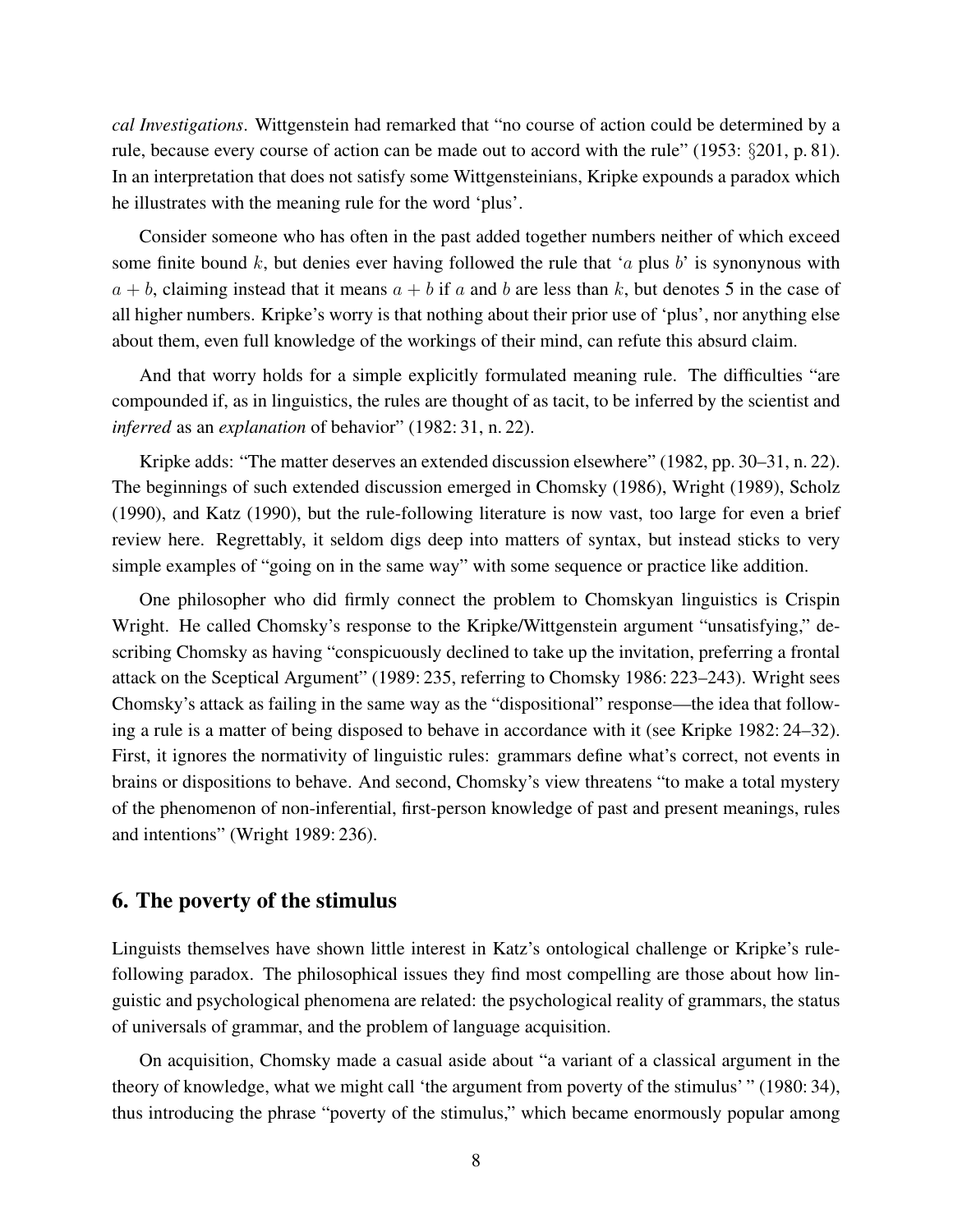*cal Investigations*. Wittgenstein had remarked that "no course of action could be determined by a rule, because every course of action can be made out to accord with the rule" (1953: §201, p. 81). In an interpretation that does not satisfy some Wittgensteinians, Kripke expounds a paradox which he illustrates with the meaning rule for the word 'plus'.

Consider someone who has often in the past added together numbers neither of which exceed some finite bound $k$, but denies ever having followed the rule that '$a$ plus $b$' is synonynous with $a + b$, claiming instead that it means $a + b$ if $a$ and $b$ are less than $k$, but denotes 5 in the case of all higher numbers. Kripke's worry is that nothing about their prior use of 'plus', nor anything else about them, even full knowledge of the workings of their mind, can refute this absurd claim.

And that worry holds for a simple explicitly formulated meaning rule. The difficulties "are compounded if, as in linguistics, the rules are thought of as tacit, to be inferred by the scientist and *inferred* as an *explanation* of behavior" (1982: 31, n. 22).

Kripke adds: "The matter deserves an extended discussion elsewhere" (1982, pp. 30–31, n. 22). The beginnings of such extended discussion emerged in Chomsky (1986), Wright (1989), Scholz (1990), and Katz (1990), but the rule-following literature is now vast, too large for even a brief review here. Regrettably, it seldom digs deep into matters of syntax, but instead sticks to very simple examples of "going on in the same way" with some sequence or practice like addition.

One philosopher who did firmly connect the problem to Chomskyan linguistics is Crispin Wright. He called Chomsky's response to the Kripke/Wittgenstein argument "unsatisfying," describing Chomsky as having "conspicuously declined to take up the invitation, preferring a frontal attack on the Sceptical Argument" (1989: 235, referring to Chomsky 1986: 223–243). Wright sees Chomsky's attack as failing in the same way as the "dispositional" response—the idea that following a rule is a matter of being disposed to behave in accordance with it (see Kripke 1982: 24–32). First, it ignores the normativity of linguistic rules: grammars define what's correct, not events in brains or dispositions to behave. And second, Chomsky's view threatens "to make a total mystery of the phenomenon of non-inferential, first-person knowledge of past and present meanings, rules and intentions" (Wright 1989: 236).

## 6. The poverty of the stimulus

Linguists themselves have shown little interest in Katz's ontological challenge or Kripke's rule-following paradox. The philosophical issues they find most compelling are those about how linguistic and psychological phenomena are related: the psychological reality of grammars, the status of universals of grammar, and the problem of language acquisition.

On acquisition, Chomsky made a casual aside about "a variant of a classical argument in the theory of knowledge, what we might call 'the argument from poverty of the stimulus' " (1980: 34), thus introducing the phrase "poverty of the stimulus," which became enormously popular among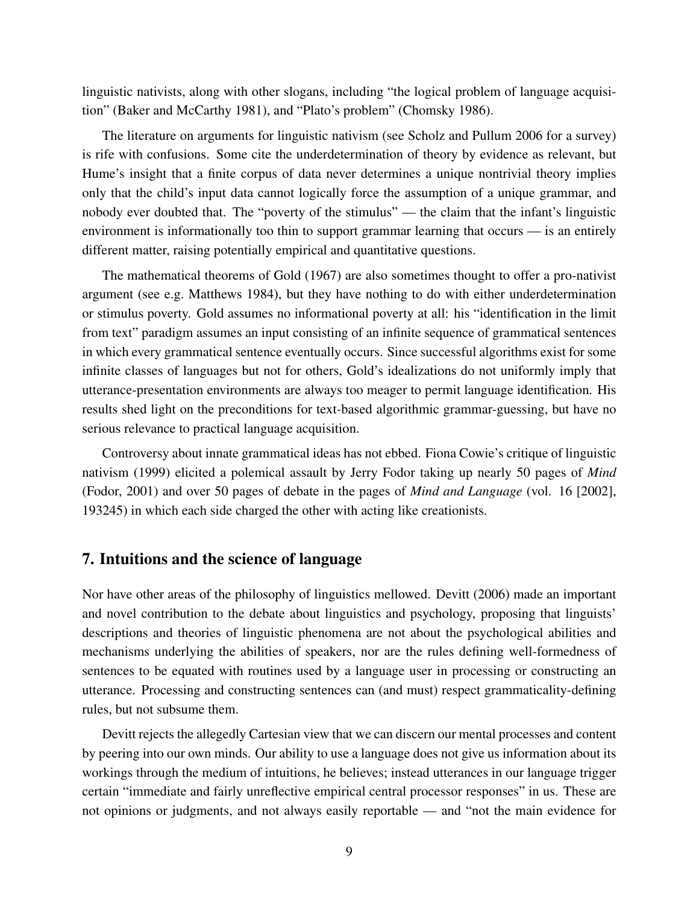linguistic nativists, along with other slogans, including "the logical problem of language acquisition" (Baker and McCarthy 1981), and "Plato's problem" (Chomsky 1986).

The literature on arguments for linguistic nativism (see Scholz and Pullum 2006 for a survey) is rife with confusions. Some cite the underdetermination of theory by evidence as relevant, but Hume's insight that a finite corpus of data never determines a unique nontrivial theory implies only that the child's input data cannot logically force the assumption of a unique grammar, and nobody ever doubted that. The "poverty of the stimulus" — the claim that the infant's linguistic environment is informationally too thin to support grammar learning that occurs — is an entirely different matter, raising potentially empirical and quantitative questions.

The mathematical theorems of Gold (1967) are also sometimes thought to offer a pro-nativist argument (see e.g. Matthews 1984), but they have nothing to do with either underdetermination or stimulus poverty. Gold assumes no informational poverty at all: his "identification in the limit from text" paradigm assumes an input consisting of an infinite sequence of grammatical sentences in which every grammatical sentence eventually occurs. Since successful algorithms exist for some infinite classes of languages but not for others, Gold's idealizations do not uniformly imply that utterance-presentation environments are always too meager to permit language identification. His results shed light on the preconditions for text-based algorithmic grammar-guessing, but have no serious relevance to practical language acquisition.

Controversy about innate grammatical ideas has not ebbed. Fiona Cowie's critique of linguistic nativism (1999) elicited a polemical assault by Jerry Fodor taking up nearly 50 pages of *Mind* (Fodor, 2001) and over 50 pages of debate in the pages of *Mind and Language* (vol. 16 [2002], 193245) in which each side charged the other with acting like creationists.

## 7. Intuitions and the science of language

Nor have other areas of the philosophy of linguistics mellowed. Devitt (2006) made an important and novel contribution to the debate about linguistics and psychology, proposing that linguists' descriptions and theories of linguistic phenomena are not about the psychological abilities and mechanisms underlying the abilities of speakers, nor are the rules defining well-formedness of sentences to be equated with routines used by a language user in processing or constructing an utterance. Processing and constructing sentences can (and must) respect grammaticality-defining rules, but not subsume them.

Devitt rejects the allegedly Cartesian view that we can discern our mental processes and content by peering into our own minds. Our ability to use a language does not give us information about its workings through the medium of intuitions, he believes; instead utterances in our language trigger certain "immediate and fairly unreflective empirical central processor responses" in us. These are not opinions or judgments, and not always easily reportable — and "not the main evidence for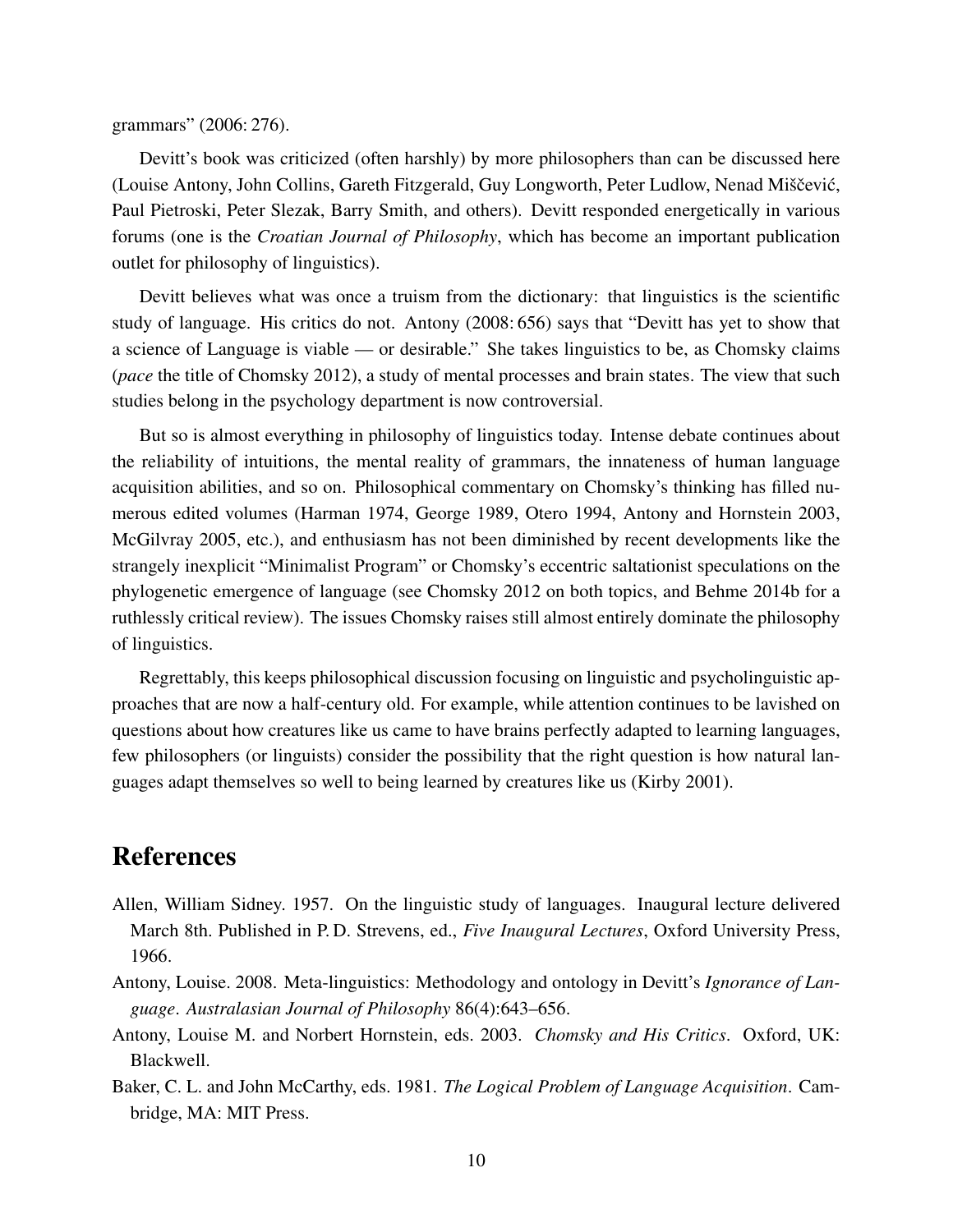grammars" (2006: 276).

Devitt's book was criticized (often harshly) by more philosophers than can be discussed here (Louise Antony, John Collins, Gareth Fitzgerald, Guy Longworth, Peter Ludlow, Nenad Miščević, Paul Pietroski, Peter Slezak, Barry Smith, and others). Devitt responded energetically in various forums (one is the *Croatian Journal of Philosophy*, which has become an important publication outlet for philosophy of linguistics).

Devitt believes what was once a truism from the dictionary: that linguistics is the scientific study of language. His critics do not. Antony (2008: 656) says that "Devitt has yet to show that a science of Language is viable — or desirable." She takes linguistics to be, as Chomsky claims (*pace* the title of Chomsky 2012), a study of mental processes and brain states. The view that such studies belong in the psychology department is now controversial.

But so is almost everything in philosophy of linguistics today. Intense debate continues about the reliability of intuitions, the mental reality of grammars, the innateness of human language acquisition abilities, and so on. Philosophical commentary on Chomsky's thinking has filled numerous edited volumes (Harman 1974, George 1989, Otero 1994, Antony and Hornstein 2003, McGilvray 2005, etc.), and enthusiasm has not been diminished by recent developments like the strangely inexplicit "Minimalist Program" or Chomsky's eccentric saltationist speculations on the phylogenetic emergence of language (see Chomsky 2012 on both topics, and Behme 2014b for a ruthlessly critical review). The issues Chomsky raises still almost entirely dominate the philosophy of linguistics.

Regrettably, this keeps philosophical discussion focusing on linguistic and psycholinguistic approaches that are now a half-century old. For example, while attention continues to be lavished on questions about how creatures like us came to have brains perfectly adapted to learning languages, few philosophers (or linguists) consider the possibility that the right question is how natural languages adapt themselves so well to being learned by creatures like us (Kirby 2001).

## References

Allen, William Sidney. 1957. On the linguistic study of languages. Inaugural lecture delivered March 8th. Published in P. D. Strevens, ed., *Five Inaugural Lectures*, Oxford University Press, 1966.

Antony, Louise. 2008. Meta-linguistics: Methodology and ontology in Devitt's *Ignorance of Language*. *Australasian Journal of Philosophy* 86(4):643–656.

Antony, Louise M. and Norbert Hornstein, eds. 2003. *Chomsky and His Critics*. Oxford, UK: Blackwell.

Baker, C. L. and John McCarthy, eds. 1981. *The Logical Problem of Language Acquisition*. Cambridge, MA: MIT Press.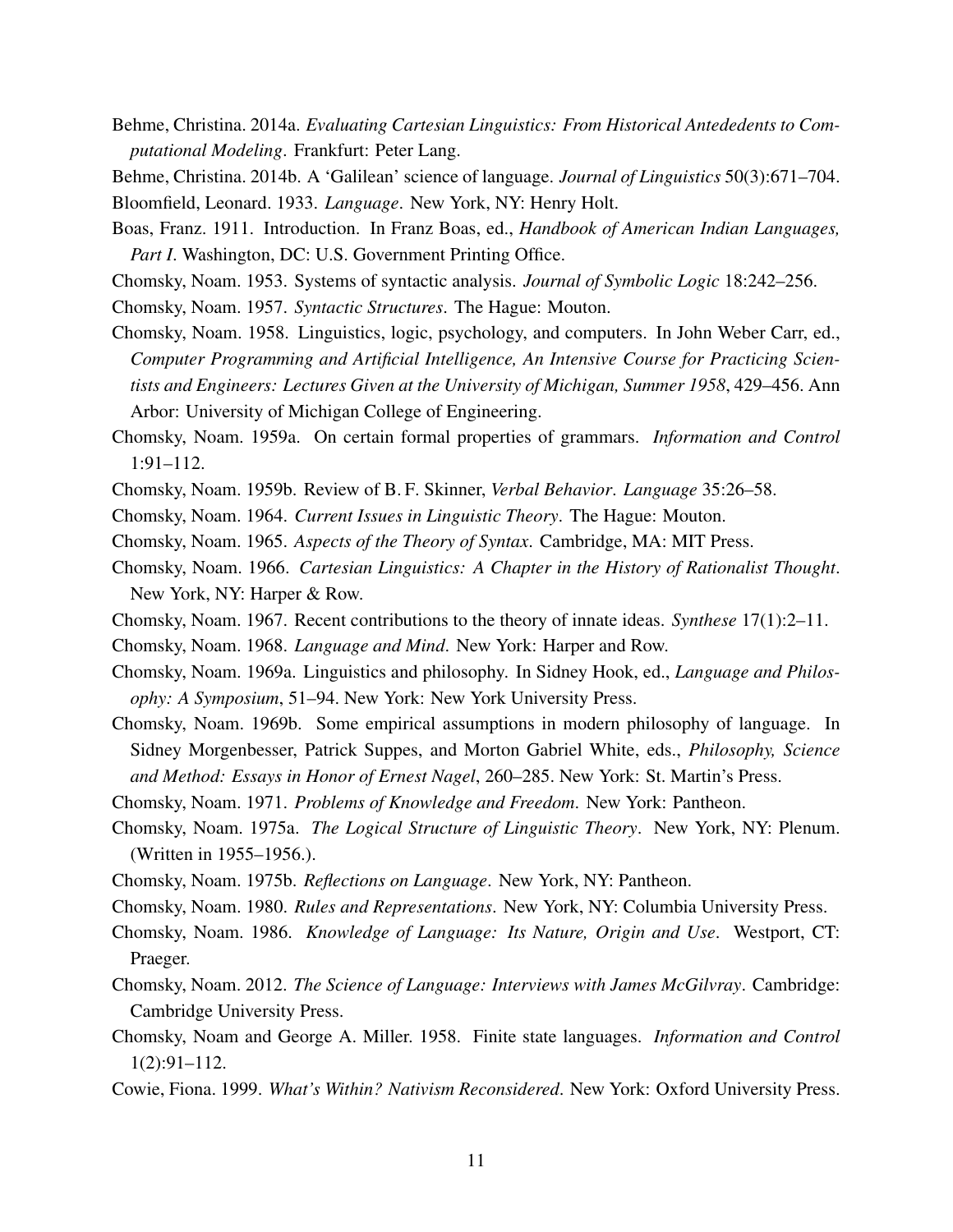Behme, Christina. 2014a. *Evaluating Cartesian Linguistics: From Historical Antededents to Computational Modeling*. Frankfurt: Peter Lang.

Behme, Christina. 2014b. A 'Galilean' science of language. *Journal of Linguistics* 50(3):671–704.

Bloomfield, Leonard. 1933. *Language*. New York, NY: Henry Holt.

Boas, Franz. 1911. Introduction. In Franz Boas, ed., *Handbook of American Indian Languages, Part I*. Washington, DC: U.S. Government Printing Office.

Chomsky, Noam. 1953. Systems of syntactic analysis. *Journal of Symbolic Logic* 18:242–256.

Chomsky, Noam. 1957. *Syntactic Structures*. The Hague: Mouton.

Chomsky, Noam. 1958. Linguistics, logic, psychology, and computers. In John Weber Carr, ed., *Computer Programming and Artificial Intelligence, An Intensive Course for Practicing Scientists and Engineers: Lectures Given at the University of Michigan, Summer 1958*, 429–456. Ann Arbor: University of Michigan College of Engineering.

Chomsky, Noam. 1959a. On certain formal properties of grammars. *Information and Control* 1:91–112.

Chomsky, Noam. 1959b. Review of B. F. Skinner, *Verbal Behavior*. *Language* 35:26–58.

Chomsky, Noam. 1964. *Current Issues in Linguistic Theory*. The Hague: Mouton.

Chomsky, Noam. 1965. *Aspects of the Theory of Syntax*. Cambridge, MA: MIT Press.

Chomsky, Noam. 1966. *Cartesian Linguistics: A Chapter in the History of Rationalist Thought*. New York, NY: Harper & Row.

Chomsky, Noam. 1967. Recent contributions to the theory of innate ideas. *Synthese* 17(1):2–11.

Chomsky, Noam. 1968. *Language and Mind*. New York: Harper and Row.

Chomsky, Noam. 1969a. Linguistics and philosophy. In Sidney Hook, ed., *Language and Philosophy: A Symposium*, 51–94. New York: New York University Press.

Chomsky, Noam. 1969b. Some empirical assumptions in modern philosophy of language. In Sidney Morgenbesser, Patrick Suppes, and Morton Gabriel White, eds., *Philosophy, Science and Method: Essays in Honor of Ernest Nagel*, 260–285. New York: St. Martin's Press.

Chomsky, Noam. 1971. *Problems of Knowledge and Freedom*. New York: Pantheon.

Chomsky, Noam. 1975a. *The Logical Structure of Linguistic Theory*. New York, NY: Plenum. (Written in 1955–1956.).

Chomsky, Noam. 1975b. *Reflections on Language*. New York, NY: Pantheon.

Chomsky, Noam. 1980. *Rules and Representations*. New York, NY: Columbia University Press.

Chomsky, Noam. 1986. *Knowledge of Language: Its Nature, Origin and Use*. Westport, CT: Praeger.

Chomsky, Noam. 2012. *The Science of Language: Interviews with James McGilvray*. Cambridge: Cambridge University Press.

Chomsky, Noam and George A. Miller. 1958. Finite state languages. *Information and Control* 1(2):91–112.

Cowie, Fiona. 1999. *What's Within? Nativism Reconsidered*. New York: Oxford University Press.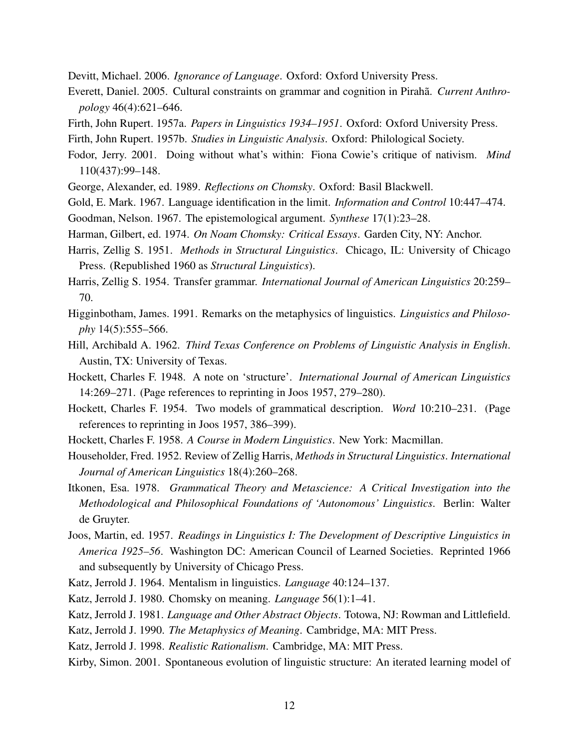Devitt, Michael. 2006. *Ignorance of Language*. Oxford: Oxford University Press.

Everett, Daniel. 2005. Cultural constraints on grammar and cognition in Pirahã. *Current Anthropology* 46(4):621–646.

Firth, John Rupert. 1957a. *Papers in Linguistics 1934–1951*. Oxford: Oxford University Press.

Firth, John Rupert. 1957b. *Studies in Linguistic Analysis*. Oxford: Philological Society.

Fodor, Jerry. 2001. Doing without what's within: Fiona Cowie's critique of nativism. *Mind* 110(437):99–148.

George, Alexander, ed. 1989. *Reflections on Chomsky*. Oxford: Basil Blackwell.

Gold, E. Mark. 1967. Language identification in the limit. *Information and Control* 10:447–474.

Goodman, Nelson. 1967. The epistemological argument. *Synthese* 17(1):23–28.

Harman, Gilbert, ed. 1974. *On Noam Chomsky: Critical Essays*. Garden City, NY: Anchor.

Harris, Zellig S. 1951. *Methods in Structural Linguistics*. Chicago, IL: University of Chicago Press. (Republished 1960 as *Structural Linguistics*).

Harris, Zellig S. 1954. Transfer grammar. *International Journal of American Linguistics* 20:259–70.

Higginbotham, James. 1991. Remarks on the metaphysics of linguistics. *Linguistics and Philosophy* 14(5):555–566.

Hill, Archibald A. 1962. *Third Texas Conference on Problems of Linguistic Analysis in English*. Austin, TX: University of Texas.

Hockett, Charles F. 1948. A note on 'structure'. *International Journal of American Linguistics* 14:269–271. (Page references to reprinting in Joos 1957, 279–280).

Hockett, Charles F. 1954. Two models of grammatical description. *Word* 10:210–231. (Page references to reprinting in Joos 1957, 386–399).

Hockett, Charles F. 1958. *A Course in Modern Linguistics*. New York: Macmillan.

Householder, Fred. 1952. Review of Zellig Harris, *Methods in Structural Linguistics*. *International Journal of American Linguistics* 18(4):260–268.

Itkonen, Esa. 1978. *Grammatical Theory and Metascience: A Critical Investigation into the Methodological and Philosophical Foundations of 'Autonomous' Linguistics*. Berlin: Walter de Gruyter.

Joos, Martin, ed. 1957. *Readings in Linguistics I: The Development of Descriptive Linguistics in America 1925–56*. Washington DC: American Council of Learned Societies. Reprinted 1966 and subsequently by University of Chicago Press.

Katz, Jerrold J. 1964. Mentalism in linguistics. *Language* 40:124–137.

Katz, Jerrold J. 1980. Chomsky on meaning. *Language* 56(1):1–41.

Katz, Jerrold J. 1981. *Language and Other Abstract Objects*. Totowa, NJ: Rowman and Littlefield.

Katz, Jerrold J. 1990. *The Metaphysics of Meaning*. Cambridge, MA: MIT Press.

Katz, Jerrold J. 1998. *Realistic Rationalism*. Cambridge, MA: MIT Press.

Kirby, Simon. 2001. Spontaneous evolution of linguistic structure: An iterated learning model of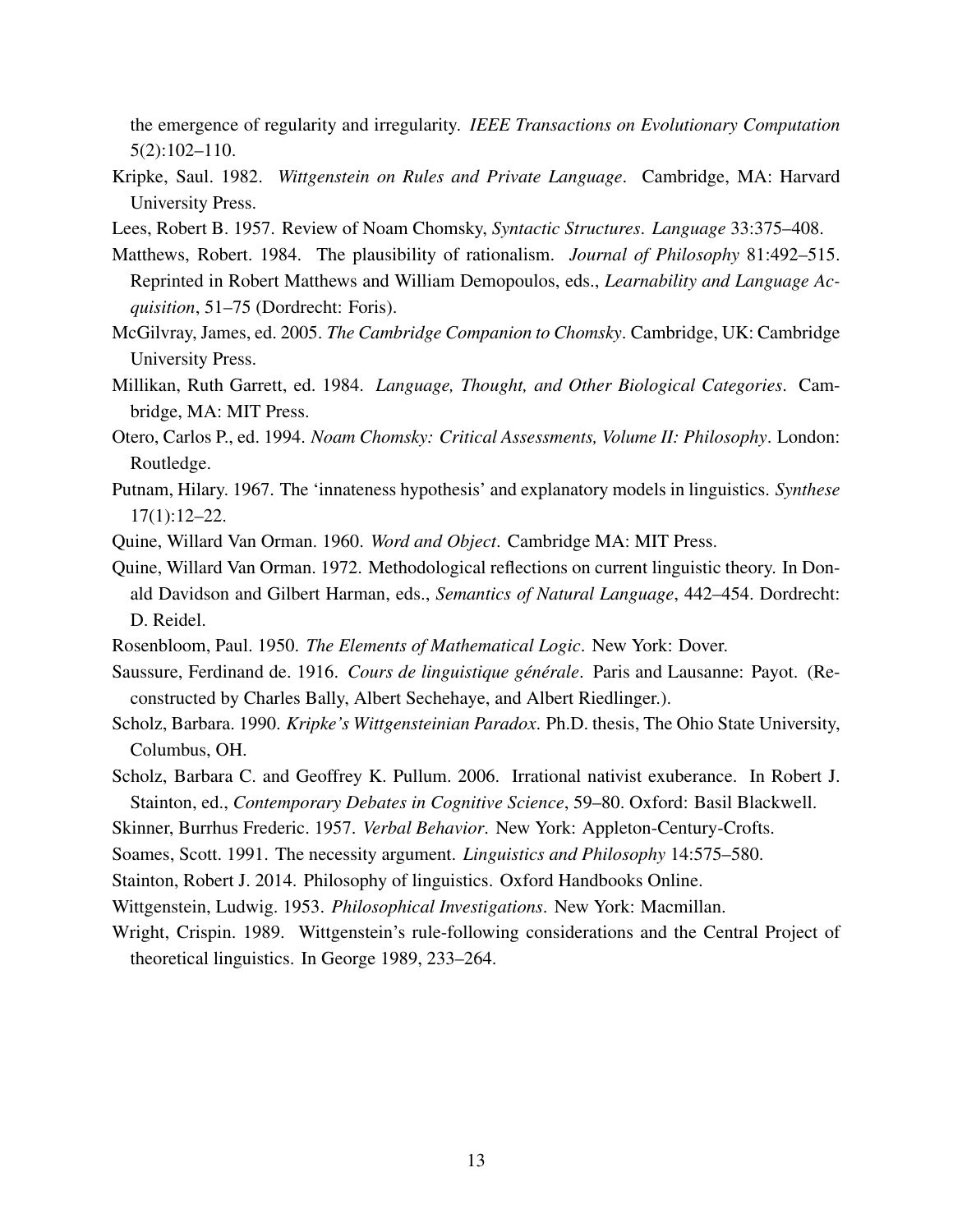the emergence of regularity and irregularity. *IEEE Transactions on Evolutionary Computation* 5(2):102–110.

Kripke, Saul. 1982. *Wittgenstein on Rules and Private Language*. Cambridge, MA: Harvard University Press.

Lees, Robert B. 1957. Review of Noam Chomsky, *Syntactic Structures*. *Language* 33:375–408.

Matthews, Robert. 1984. The plausibility of rationalism. *Journal of Philosophy* 81:492–515. Reprinted in Robert Matthews and William Demopoulos, eds., *Learnability and Language Acquisition*, 51–75 (Dordrecht: Foris).

McGilvray, James, ed. 2005. *The Cambridge Companion to Chomsky*. Cambridge, UK: Cambridge University Press.

Millikan, Ruth Garrett, ed. 1984. *Language, Thought, and Other Biological Categories*. Cambridge, MA: MIT Press.

Otero, Carlos P., ed. 1994. *Noam Chomsky: Critical Assessments, Volume II: Philosophy*. London: Routledge.

Putnam, Hilary. 1967. The 'innateness hypothesis' and explanatory models in linguistics. *Synthese* 17(1):12–22.

Quine, Willard Van Orman. 1960. *Word and Object*. Cambridge MA: MIT Press.

Quine, Willard Van Orman. 1972. Methodological reflections on current linguistic theory. In Donald Davidson and Gilbert Harman, eds., *Semantics of Natural Language*, 442–454. Dordrecht: D. Reidel.

Rosenbloom, Paul. 1950. *The Elements of Mathematical Logic*. New York: Dover.

Saussure, Ferdinand de. 1916. *Cours de linguistique générale*. Paris and Lausanne: Payot. (Reconstructed by Charles Bally, Albert Sechehaye, and Albert Riedlinger.).

Scholz, Barbara. 1990. *Kripke's Wittgensteinian Paradox*. Ph.D. thesis, The Ohio State University, Columbus, OH.

Scholz, Barbara C. and Geoffrey K. Pullum. 2006. Irrational nativist exuberance. In Robert J. Stainton, ed., *Contemporary Debates in Cognitive Science*, 59–80. Oxford: Basil Blackwell.

Skinner, Burrhus Frederic. 1957. *Verbal Behavior*. New York: Appleton-Century-Crofts.

Soames, Scott. 1991. The necessity argument. *Linguistics and Philosophy* 14:575–580.

Stainton, Robert J. 2014. Philosophy of linguistics. Oxford Handbooks Online.

Wittgenstein, Ludwig. 1953. *Philosophical Investigations*. New York: Macmillan.

Wright, Crispin. 1989. Wittgenstein's rule-following considerations and the Central Project of theoretical linguistics. In George 1989, 233–264.